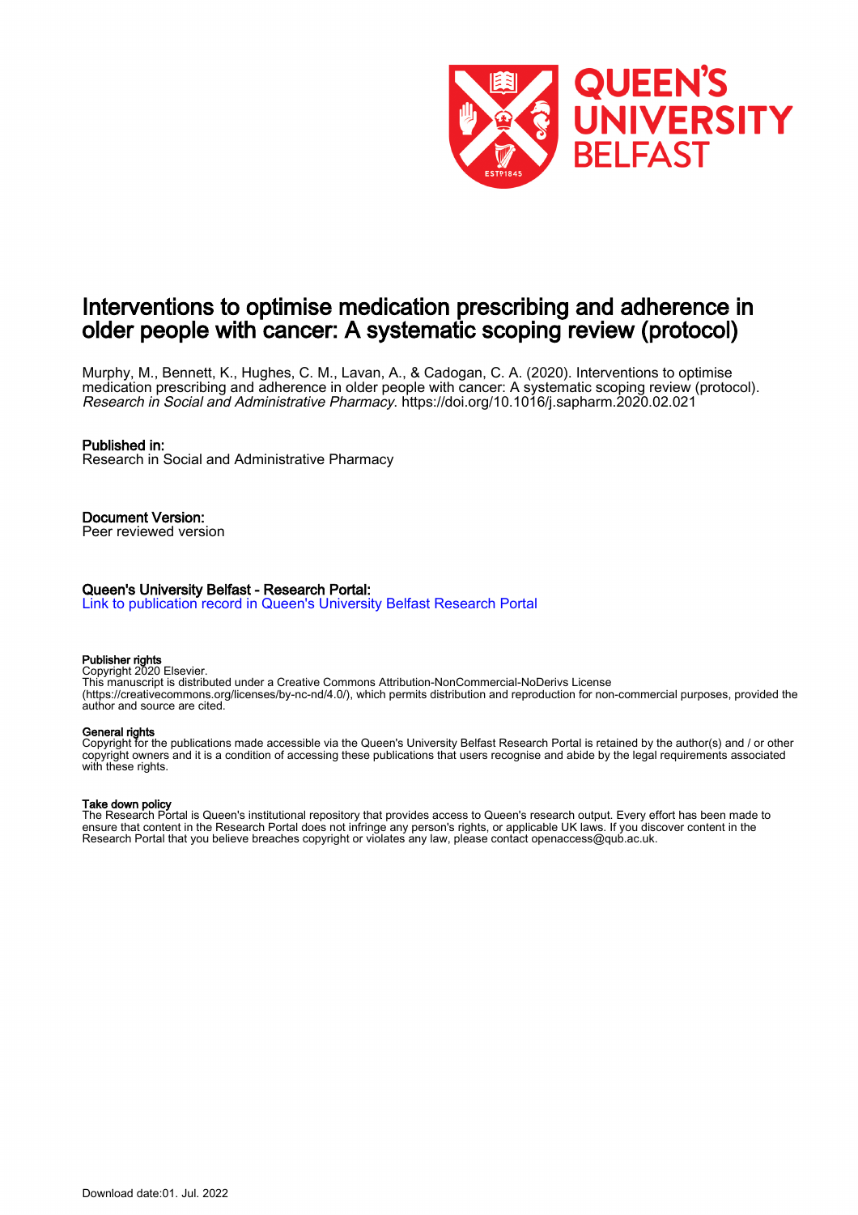# Interventions to optimise medication prescribing and adherence in older people with cancer: A systematic scoping review (protocol)

Murphy, M., Bennett, K., Hughes, C. M., Lavan, A., & Cadogan, C. A. (2020). Interventions to optimise medication prescribing and adherence in older people with cancer: A systematic scoping review (protocol). *Research in Social and Administrative Pharmacy*. https://doi.org/10.1016/j.sapharm.2020.02.021

**Published in:**
Research in Social and Administrative Pharmacy

**Document Version:**
Peer reviewed version

**Queen's University Belfast - Research Portal:**
Link to publication record in Queen's University Belfast Research Portal

**Publisher rights**
Copyright 2020 Elsevier.
This manuscript is distributed under a Creative Commons Attribution-NonCommercial-NoDerivs License (https://creativecommons.org/licenses/by-nc-nd/4.0/), which permits distribution and reproduction for non-commercial purposes, provided the author and source are cited.

**General rights**
Copyright for the publications made accessible via the Queen's University Belfast Research Portal is retained by the author(s) and / or other copyright owners and it is a condition of accessing these publications that users recognise and abide by the legal requirements associated with these rights.

**Take down policy**
The Research Portal is Queen's institutional repository that provides access to Queen's research output. Every effort has been made to ensure that content in the Research Portal does not infringe any person's rights, or applicable UK laws. If you discover content in the Research Portal that you believe breaches copyright or violates any law, please contact openaccess@qub.ac.uk.

Download date:01. Jul. 2022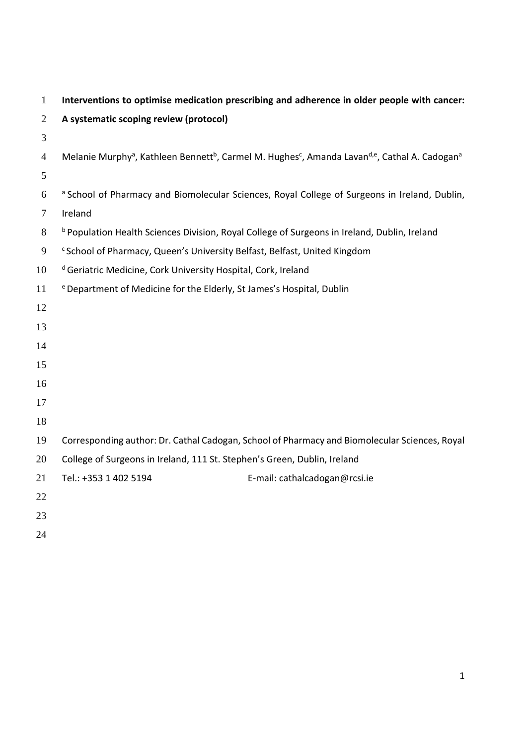**Interventions to optimise medication prescribing and adherence in older people with cancer: A systematic scoping review (protocol)**

Melanie Murphy[a], Kathleen Bennett[b], Carmel M. Hughes[c], Amanda Lavan[d,e], Cathal A. Cadogan[a]

[a] School of Pharmacy and Biomolecular Sciences, Royal College of Surgeons in Ireland, Dublin, Ireland

[b] Population Health Sciences Division, Royal College of Surgeons in Ireland, Dublin, Ireland

[c] School of Pharmacy, Queen's University Belfast, Belfast, United Kingdom

[d] Geriatric Medicine, Cork University Hospital, Cork, Ireland

[e] Department of Medicine for the Elderly, St James's Hospital, Dublin

Corresponding author: Dr. Cathal Cadogan, School of Pharmacy and Biomolecular Sciences, Royal College of Surgeons in Ireland, 111 St. Stephen's Green, Dublin, Ireland

Tel.: +353 1 402 5194 E-mail: cathalcadogan@rcsi.ie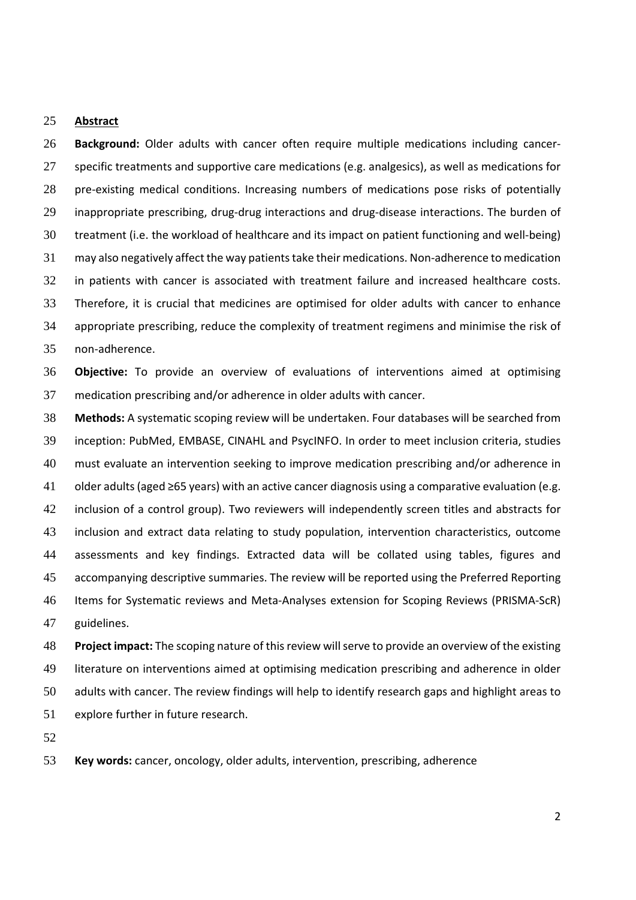## Abstract

**Background:** Older adults with cancer often require multiple medications including cancer-specific treatments and supportive care medications (e.g. analgesics), as well as medications for pre-existing medical conditions. Increasing numbers of medications pose risks of potentially inappropriate prescribing, drug-drug interactions and drug-disease interactions. The burden of treatment (i.e. the workload of healthcare and its impact on patient functioning and well-being) may also negatively affect the way patients take their medications. Non-adherence to medication in patients with cancer is associated with treatment failure and increased healthcare costs. Therefore, it is crucial that medicines are optimised for older adults with cancer to enhance appropriate prescribing, reduce the complexity of treatment regimens and minimise the risk of non-adherence.

**Objective:** To provide an overview of evaluations of interventions aimed at optimising medication prescribing and/or adherence in older adults with cancer.

**Methods:** A systematic scoping review will be undertaken. Four databases will be searched from inception: PubMed, EMBASE, CINAHL and PsycINFO. In order to meet inclusion criteria, studies must evaluate an intervention seeking to improve medication prescribing and/or adherence in older adults (aged ≥65 years) with an active cancer diagnosis using a comparative evaluation (e.g. inclusion of a control group). Two reviewers will independently screen titles and abstracts for inclusion and extract data relating to study population, intervention characteristics, outcome assessments and key findings. Extracted data will be collated using tables, figures and accompanying descriptive summaries. The review will be reported using the Preferred Reporting Items for Systematic reviews and Meta-Analyses extension for Scoping Reviews (PRISMA-ScR) guidelines.

**Project impact:** The scoping nature of this review will serve to provide an overview of the existing literature on interventions aimed at optimising medication prescribing and adherence in older adults with cancer. The review findings will help to identify research gaps and highlight areas to explore further in future research.

**Key words:** cancer, oncology, older adults, intervention, prescribing, adherence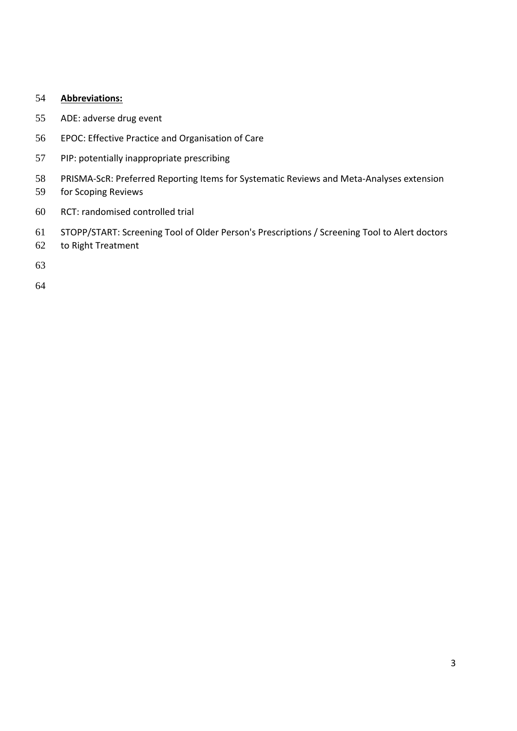**Abbreviations:**

ADE: adverse drug event

EPOC: Effective Practice and Organisation of Care

PIP: potentially inappropriate prescribing

PRISMA-ScR: Preferred Reporting Items for Systematic Reviews and Meta-Analyses extension for Scoping Reviews

RCT: randomised controlled trial

STOPP/START: Screening Tool of Older Person's Prescriptions / Screening Tool to Alert doctors to Right Treatment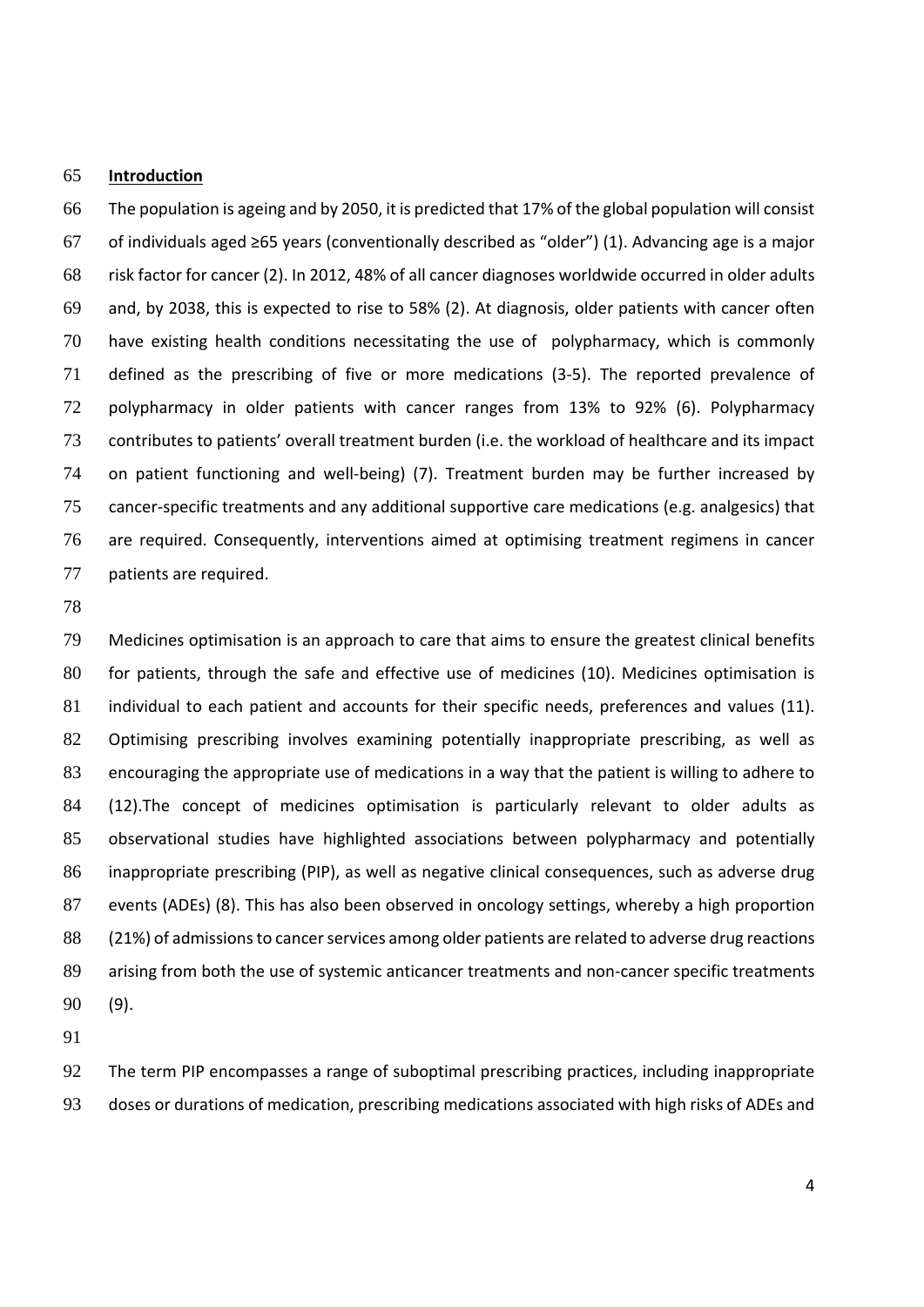## Introduction

The population is ageing and by 2050, it is predicted that 17% of the global population will consist of individuals aged ≥65 years (conventionally described as "older") (1). Advancing age is a major risk factor for cancer (2). In 2012, 48% of all cancer diagnoses worldwide occurred in older adults and, by 2038, this is expected to rise to 58% (2). At diagnosis, older patients with cancer often have existing health conditions necessitating the use of polypharmacy, which is commonly defined as the prescribing of five or more medications (3-5). The reported prevalence of polypharmacy in older patients with cancer ranges from 13% to 92% (6). Polypharmacy contributes to patients' overall treatment burden (i.e. the workload of healthcare and its impact on patient functioning and well-being) (7). Treatment burden may be further increased by cancer-specific treatments and any additional supportive care medications (e.g. analgesics) that are required. Consequently, interventions aimed at optimising treatment regimens in cancer patients are required.

Medicines optimisation is an approach to care that aims to ensure the greatest clinical benefits for patients, through the safe and effective use of medicines (10). Medicines optimisation is individual to each patient and accounts for their specific needs, preferences and values (11). Optimising prescribing involves examining potentially inappropriate prescribing, as well as encouraging the appropriate use of medications in a way that the patient is willing to adhere to (12).The concept of medicines optimisation is particularly relevant to older adults as observational studies have highlighted associations between polypharmacy and potentially inappropriate prescribing (PIP), as well as negative clinical consequences, such as adverse drug events (ADEs) (8). This has also been observed in oncology settings, whereby a high proportion (21%) of admissions to cancer services among older patients are related to adverse drug reactions arising from both the use of systemic anticancer treatments and non-cancer specific treatments (9).

The term PIP encompasses a range of suboptimal prescribing practices, including inappropriate doses or durations of medication, prescribing medications associated with high risks of ADEs and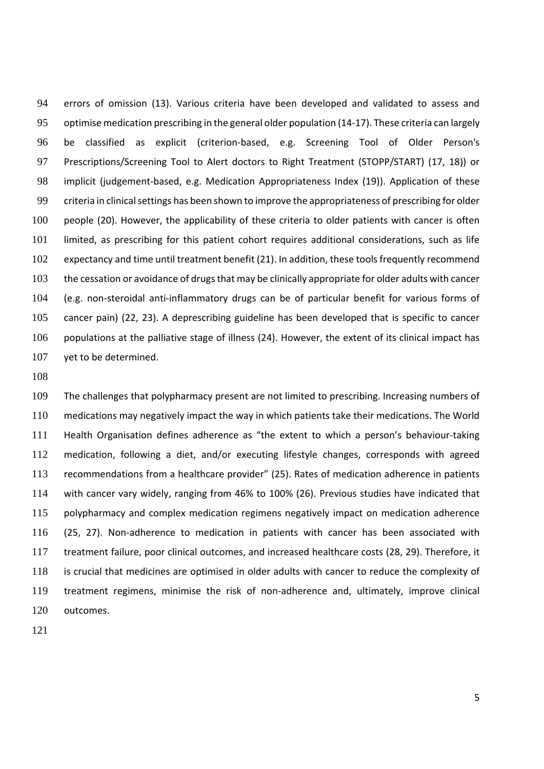errors of omission (13). Various criteria have been developed and validated to assess and optimise medication prescribing in the general older population (14-17). These criteria can largely be classified as explicit (criterion-based, e.g. Screening Tool of Older Person's Prescriptions/Screening Tool to Alert doctors to Right Treatment (STOPP/START) (17, 18)) or implicit (judgement-based, e.g. Medication Appropriateness Index (19)). Application of these criteria in clinical settings has been shown to improve the appropriateness of prescribing for older people (20). However, the applicability of these criteria to older patients with cancer is often limited, as prescribing for this patient cohort requires additional considerations, such as life expectancy and time until treatment benefit (21). In addition, these tools frequently recommend the cessation or avoidance of drugs that may be clinically appropriate for older adults with cancer (e.g. non-steroidal anti-inflammatory drugs can be of particular benefit for various forms of cancer pain) (22, 23). A deprescribing guideline has been developed that is specific to cancer populations at the palliative stage of illness (24). However, the extent of its clinical impact has yet to be determined.

The challenges that polypharmacy present are not limited to prescribing. Increasing numbers of medications may negatively impact the way in which patients take their medications. The World Health Organisation defines adherence as "the extent to which a person's behaviour-taking medication, following a diet, and/or executing lifestyle changes, corresponds with agreed recommendations from a healthcare provider" (25). Rates of medication adherence in patients with cancer vary widely, ranging from 46% to 100% (26). Previous studies have indicated that polypharmacy and complex medication regimens negatively impact on medication adherence (25, 27). Non-adherence to medication in patients with cancer has been associated with treatment failure, poor clinical outcomes, and increased healthcare costs (28, 29). Therefore, it is crucial that medicines are optimised in older adults with cancer to reduce the complexity of treatment regimens, minimise the risk of non-adherence and, ultimately, improve clinical outcomes.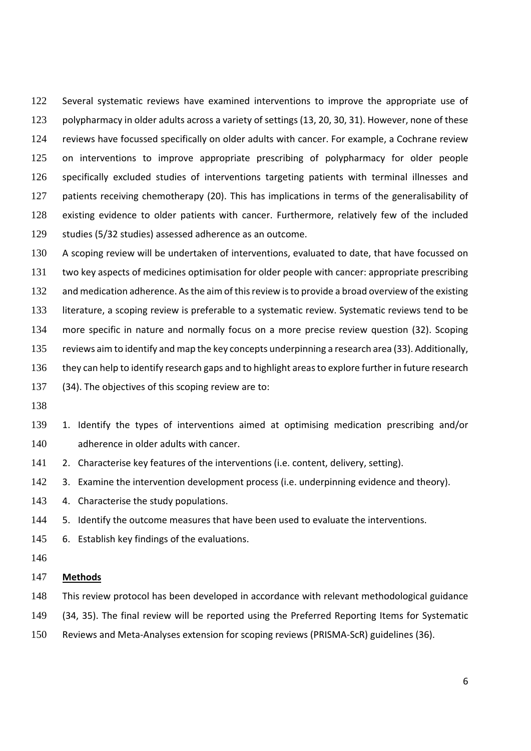Several systematic reviews have examined interventions to improve the appropriate use of polypharmacy in older adults across a variety of settings (13, 20, 30, 31). However, none of these reviews have focussed specifically on older adults with cancer. For example, a Cochrane review on interventions to improve appropriate prescribing of polypharmacy for older people specifically excluded studies of interventions targeting patients with terminal illnesses and patients receiving chemotherapy (20). This has implications in terms of the generalisability of existing evidence to older patients with cancer. Furthermore, relatively few of the included studies (5/32 studies) assessed adherence as an outcome.

A scoping review will be undertaken of interventions, evaluated to date, that have focussed on two key aspects of medicines optimisation for older people with cancer: appropriate prescribing and medication adherence. As the aim of this review is to provide a broad overview of the existing literature, a scoping review is preferable to a systematic review. Systematic reviews tend to be more specific in nature and normally focus on a more precise review question (32). Scoping reviews aim to identify and map the key concepts underpinning a research area (33). Additionally, they can help to identify research gaps and to highlight areas to explore further in future research (34). The objectives of this scoping review are to:

1. Identify the types of interventions aimed at optimising medication prescribing and/or adherence in older adults with cancer.
2. Characterise key features of the interventions (i.e. content, delivery, setting).
3. Examine the intervention development process (i.e. underpinning evidence and theory).
4. Characterise the study populations.
5. Identify the outcome measures that have been used to evaluate the interventions.
6. Establish key findings of the evaluations.

## Methods

This review protocol has been developed in accordance with relevant methodological guidance (34, 35). The final review will be reported using the Preferred Reporting Items for Systematic Reviews and Meta-Analyses extension for scoping reviews (PRISMA-ScR) guidelines (36).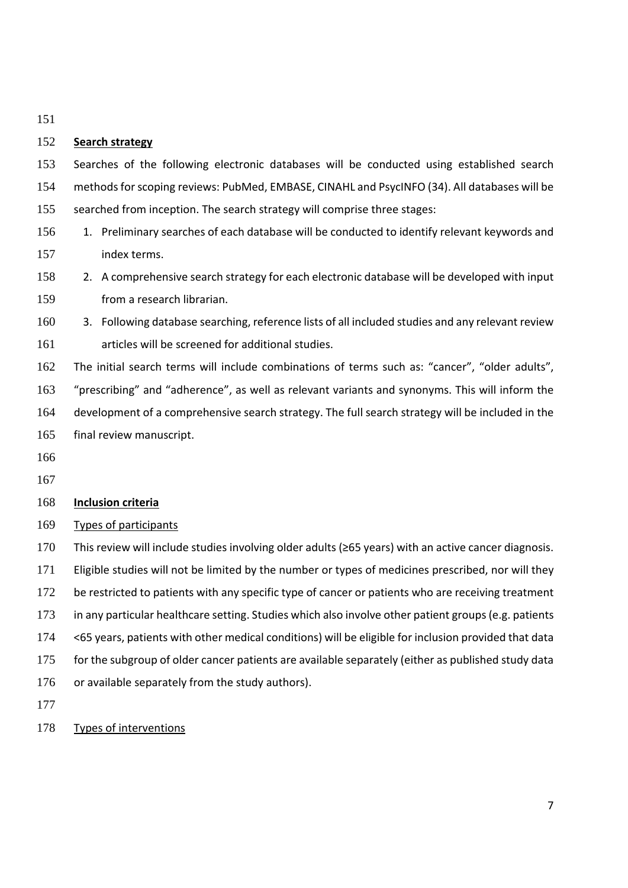**Search strategy**

Searches of the following electronic databases will be conducted using established search methods for scoping reviews: PubMed, EMBASE, CINAHL and PsycINFO (34). All databases will be searched from inception. The search strategy will comprise three stages:

1. Preliminary searches of each database will be conducted to identify relevant keywords and index terms.
2. A comprehensive search strategy for each electronic database will be developed with input from a research librarian.
3. Following database searching, reference lists of all included studies and any relevant review articles will be screened for additional studies.

The initial search terms will include combinations of terms such as: "cancer", "older adults", "prescribing" and "adherence", as well as relevant variants and synonyms. This will inform the development of a comprehensive search strategy. The full search strategy will be included in the final review manuscript.

**Inclusion criteria**

Types of participants

This review will include studies involving older adults (≥65 years) with an active cancer diagnosis. Eligible studies will not be limited by the number or types of medicines prescribed, nor will they be restricted to patients with any specific type of cancer or patients who are receiving treatment in any particular healthcare setting. Studies which also involve other patient groups (e.g. patients <65 years, patients with other medical conditions) will be eligible for inclusion provided that data for the subgroup of older cancer patients are available separately (either as published study data or available separately from the study authors).

Types of interventions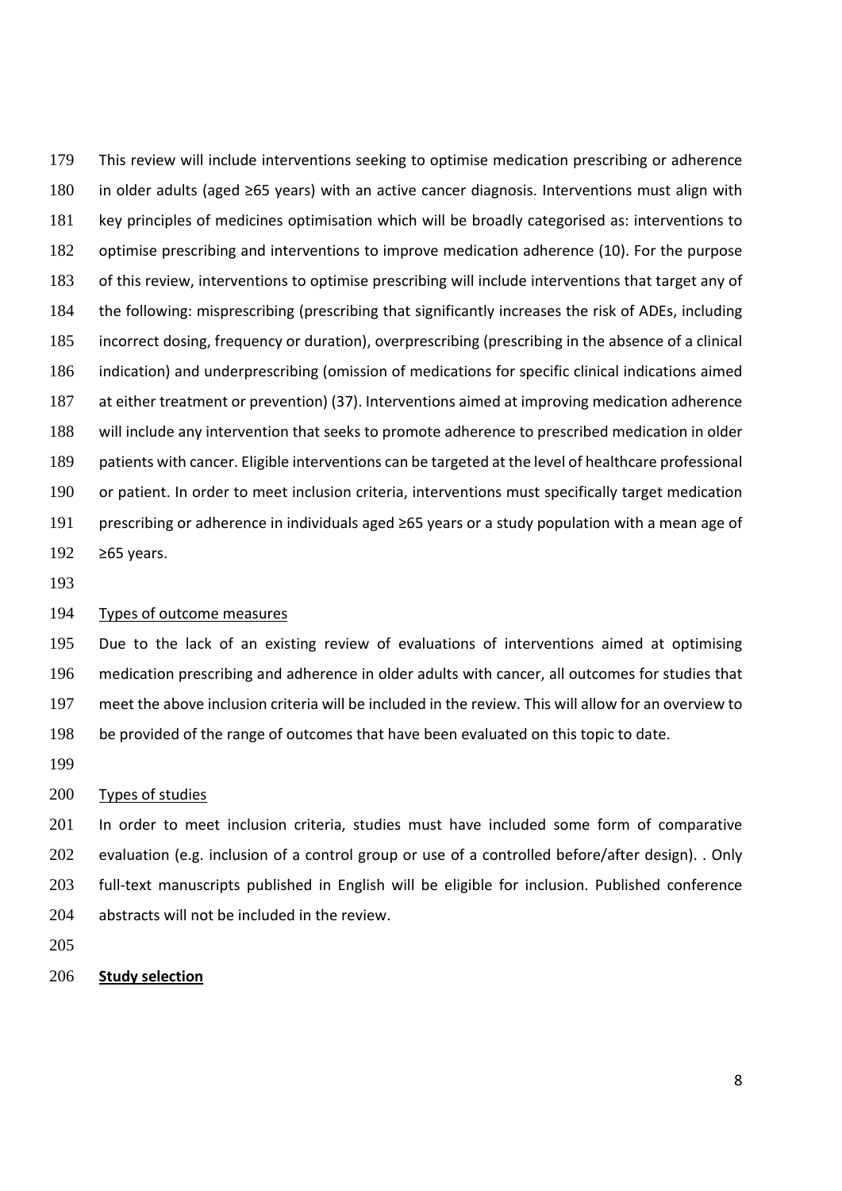This review will include interventions seeking to optimise medication prescribing or adherence in older adults (aged ≥65 years) with an active cancer diagnosis. Interventions must align with key principles of medicines optimisation which will be broadly categorised as: interventions to optimise prescribing and interventions to improve medication adherence (10). For the purpose of this review, interventions to optimise prescribing will include interventions that target any of the following: misprescribing (prescribing that significantly increases the risk of ADEs, including incorrect dosing, frequency or duration), overprescribing (prescribing in the absence of a clinical indication) and underprescribing (omission of medications for specific clinical indications aimed at either treatment or prevention) (37). Interventions aimed at improving medication adherence will include any intervention that seeks to promote adherence to prescribed medication in older patients with cancer. Eligible interventions can be targeted at the level of healthcare professional or patient. In order to meet inclusion criteria, interventions must specifically target medication prescribing or adherence in individuals aged ≥65 years or a study population with a mean age of ≥65 years.

Types of outcome measures

Due to the lack of an existing review of evaluations of interventions aimed at optimising medication prescribing and adherence in older adults with cancer, all outcomes for studies that meet the above inclusion criteria will be included in the review. This will allow for an overview to be provided of the range of outcomes that have been evaluated on this topic to date.

Types of studies

In order to meet inclusion criteria, studies must have included some form of comparative evaluation (e.g. inclusion of a control group or use of a controlled before/after design). . Only full-text manuscripts published in English will be eligible for inclusion. Published conference abstracts will not be included in the review.

**Study selection**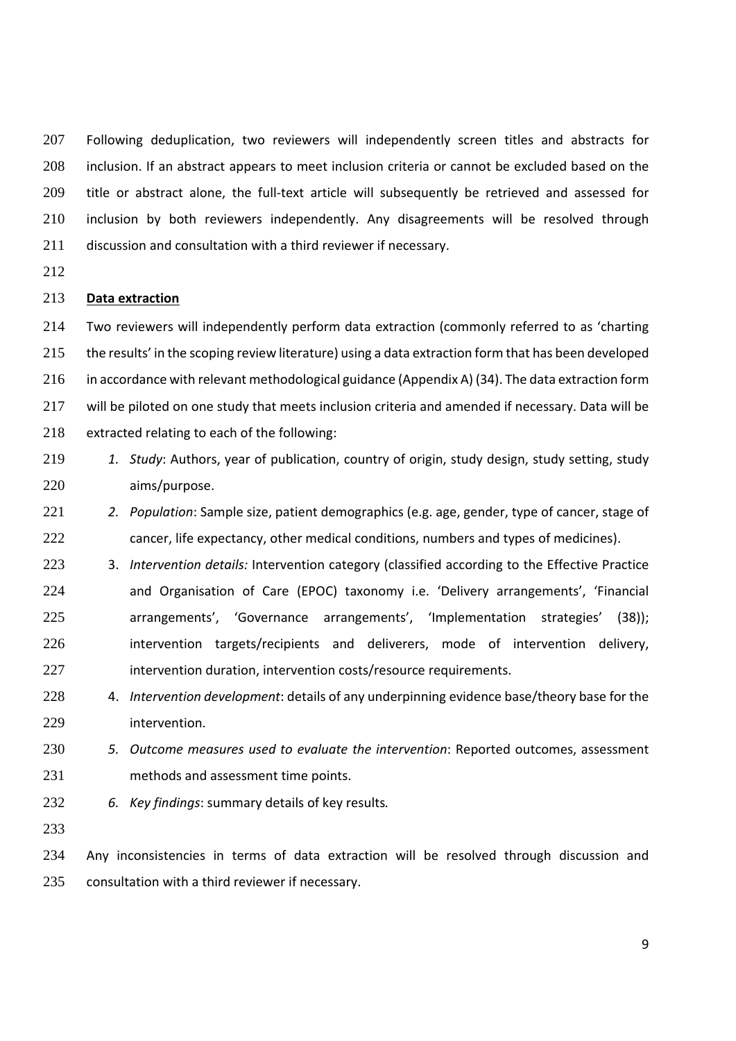Following deduplication, two reviewers will independently screen titles and abstracts for inclusion. If an abstract appears to meet inclusion criteria or cannot be excluded based on the title or abstract alone, the full-text article will subsequently be retrieved and assessed for inclusion by both reviewers independently. Any disagreements will be resolved through discussion and consultation with a third reviewer if necessary.

**Data extraction**

Two reviewers will independently perform data extraction (commonly referred to as 'charting the results' in the scoping review literature) using a data extraction form that has been developed in accordance with relevant methodological guidance (Appendix A) (34). The data extraction form will be piloted on one study that meets inclusion criteria and amended if necessary. Data will be extracted relating to each of the following:

1. *Study*: Authors, year of publication, country of origin, study design, study setting, study aims/purpose.
2. *Population*: Sample size, patient demographics (e.g. age, gender, type of cancer, stage of cancer, life expectancy, other medical conditions, numbers and types of medicines).
3. *Intervention details:* Intervention category (classified according to the Effective Practice and Organisation of Care (EPOC) taxonomy i.e. 'Delivery arrangements', 'Financial arrangements', 'Governance arrangements', 'Implementation strategies' (38)); intervention targets/recipients and deliverers, mode of intervention delivery, intervention duration, intervention costs/resource requirements.
4. *Intervention development*: details of any underpinning evidence base/theory base for the intervention.
5. *Outcome measures used to evaluate the intervention*: Reported outcomes, assessment methods and assessment time points.
6. *Key findings*: summary details of key results*.*

Any inconsistencies in terms of data extraction will be resolved through discussion and consultation with a third reviewer if necessary.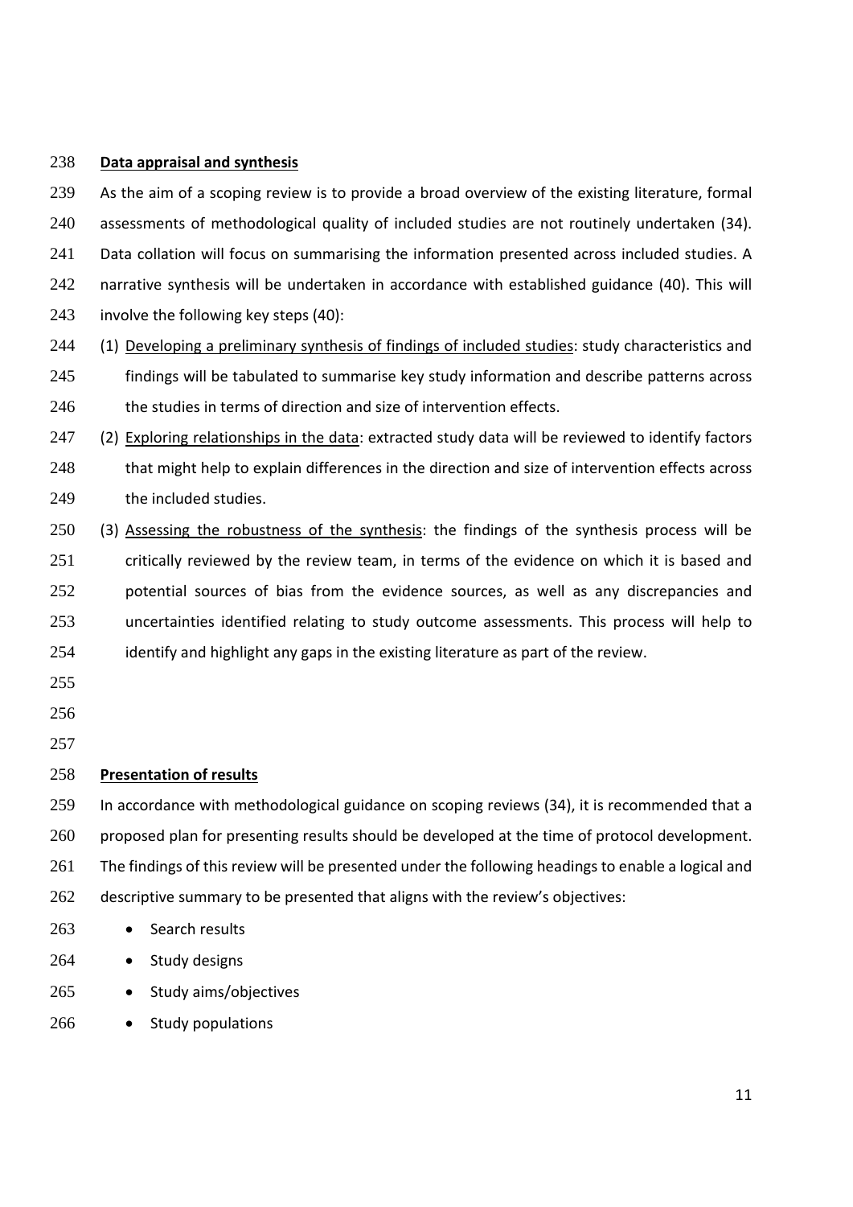**Data appraisal and synthesis**

As the aim of a scoping review is to provide a broad overview of the existing literature, formal assessments of methodological quality of included studies are not routinely undertaken (34). Data collation will focus on summarising the information presented across included studies. A narrative synthesis will be undertaken in accordance with established guidance (40). This will involve the following key steps (40):

(1) Developing a preliminary synthesis of findings of included studies: study characteristics and findings will be tabulated to summarise key study information and describe patterns across the studies in terms of direction and size of intervention effects.

(2) Exploring relationships in the data: extracted study data will be reviewed to identify factors that might help to explain differences in the direction and size of intervention effects across the included studies.

(3) Assessing the robustness of the synthesis: the findings of the synthesis process will be critically reviewed by the review team, in terms of the evidence on which it is based and potential sources of bias from the evidence sources, as well as any discrepancies and uncertainties identified relating to study outcome assessments. This process will help to identify and highlight any gaps in the existing literature as part of the review.

**Presentation of results**

In accordance with methodological guidance on scoping reviews (34), it is recommended that a proposed plan for presenting results should be developed at the time of protocol development. The findings of this review will be presented under the following headings to enable a logical and descriptive summary to be presented that aligns with the review's objectives:

- Search results
- Study designs
- Study aims/objectives
- Study populations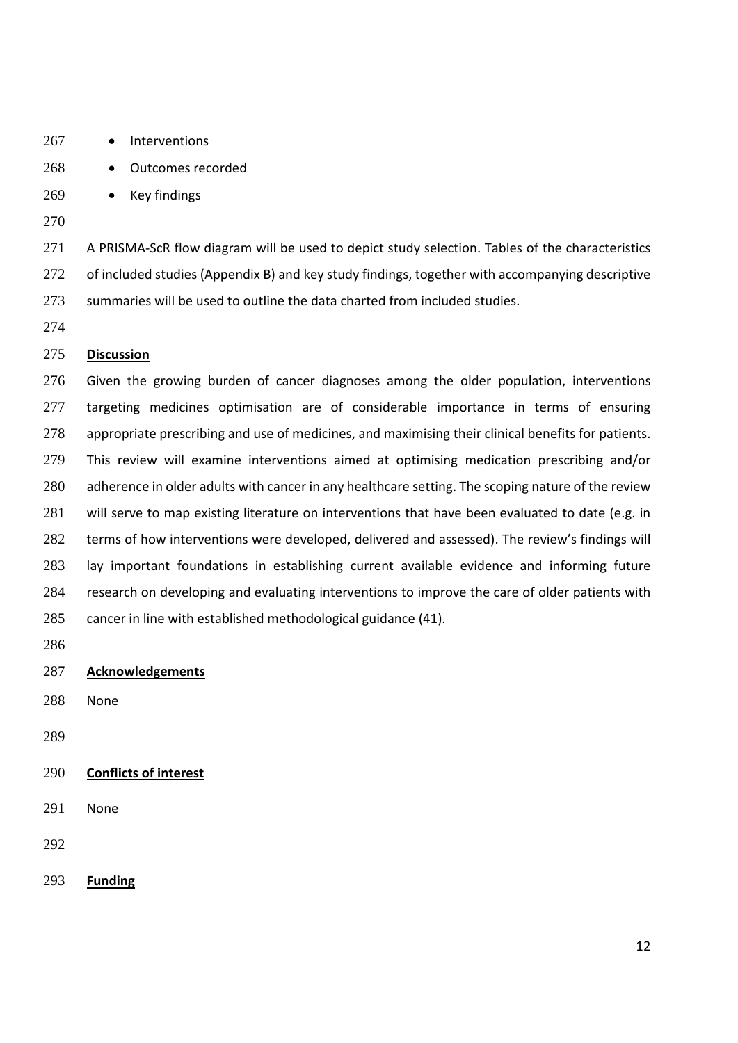- Interventions
- Outcomes recorded
- Key findings

A PRISMA-ScR flow diagram will be used to depict study selection. Tables of the characteristics of included studies (Appendix B) and key study findings, together with accompanying descriptive summaries will be used to outline the data charted from included studies.

## Discussion

Given the growing burden of cancer diagnoses among the older population, interventions targeting medicines optimisation are of considerable importance in terms of ensuring appropriate prescribing and use of medicines, and maximising their clinical benefits for patients. This review will examine interventions aimed at optimising medication prescribing and/or adherence in older adults with cancer in any healthcare setting. The scoping nature of the review will serve to map existing literature on interventions that have been evaluated to date (e.g. in terms of how interventions were developed, delivered and assessed). The review's findings will lay important foundations in establishing current available evidence and informing future research on developing and evaluating interventions to improve the care of older patients with cancer in line with established methodological guidance (41).

## Acknowledgements

None

## Conflicts of interest

None

## Funding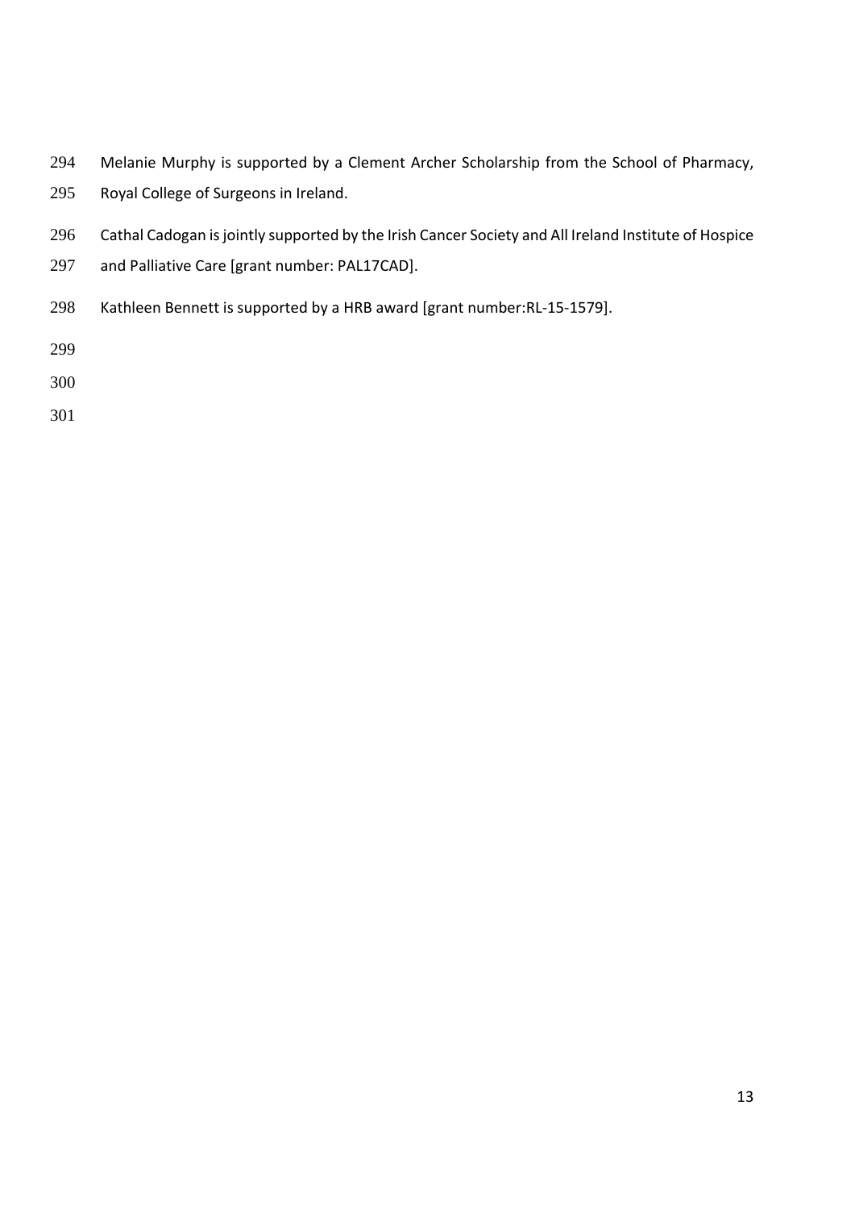Melanie Murphy is supported by a Clement Archer Scholarship from the School of Pharmacy, Royal College of Surgeons in Ireland.

Cathal Cadogan is jointly supported by the Irish Cancer Society and All Ireland Institute of Hospice and Palliative Care [grant number: PAL17CAD].

Kathleen Bennett is supported by a HRB award [grant number:RL-15-1579].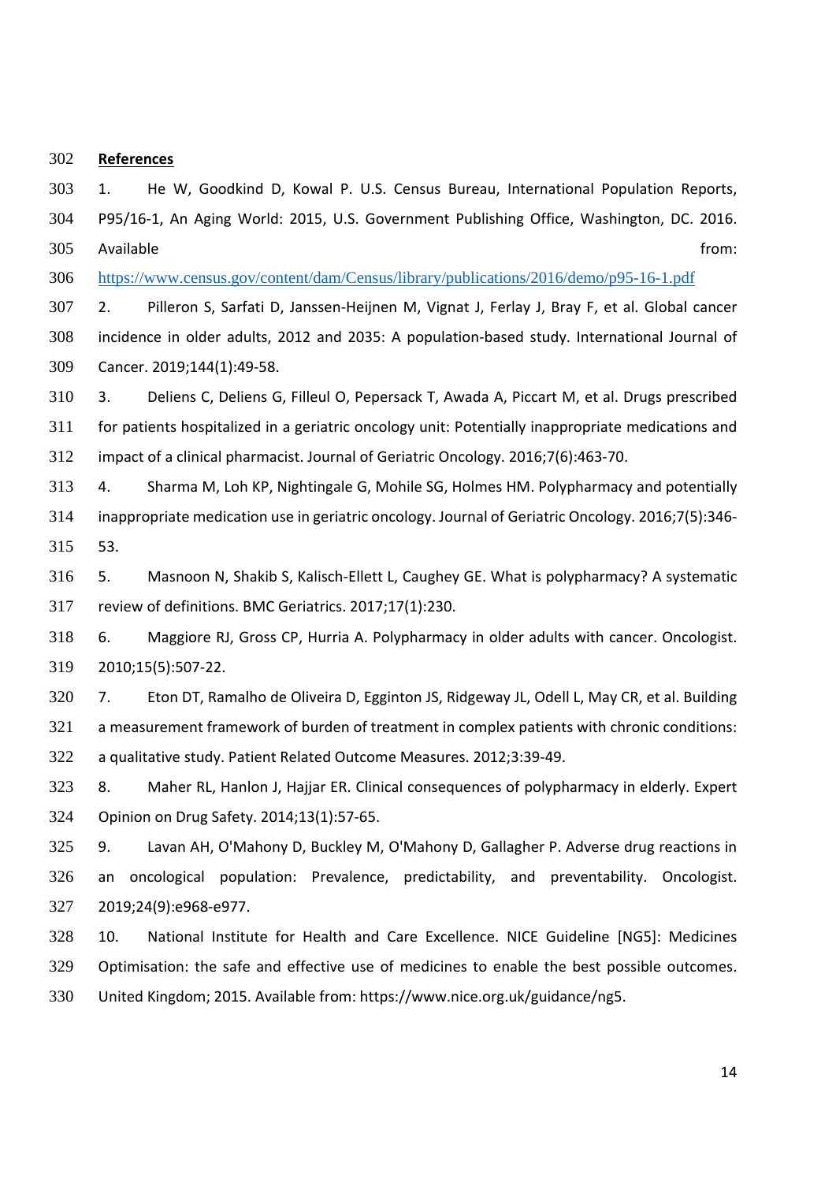**References**

1. He W, Goodkind D, Kowal P. U.S. Census Bureau, International Population Reports, P95/16-1, An Aging World: 2015, U.S. Government Publishing Office, Washington, DC. 2016. Available from: https://www.census.gov/content/dam/Census/library/publications/2016/demo/p95-16-1.pdf
2. Pilleron S, Sarfati D, Janssen-Heijnen M, Vignat J, Ferlay J, Bray F, et al. Global cancer incidence in older adults, 2012 and 2035: A population-based study. International Journal of Cancer. 2019;144(1):49-58.
3. Deliens C, Deliens G, Filleul O, Pepersack T, Awada A, Piccart M, et al. Drugs prescribed for patients hospitalized in a geriatric oncology unit: Potentially inappropriate medications and impact of a clinical pharmacist. Journal of Geriatric Oncology. 2016;7(6):463-70.
4. Sharma M, Loh KP, Nightingale G, Mohile SG, Holmes HM. Polypharmacy and potentially inappropriate medication use in geriatric oncology. Journal of Geriatric Oncology. 2016;7(5):346-53.
5. Masnoon N, Shakib S, Kalisch-Ellett L, Caughey GE. What is polypharmacy? A systematic review of definitions. BMC Geriatrics. 2017;17(1):230.
6. Maggiore RJ, Gross CP, Hurria A. Polypharmacy in older adults with cancer. Oncologist. 2010;15(5):507-22.
7. Eton DT, Ramalho de Oliveira D, Egginton JS, Ridgeway JL, Odell L, May CR, et al. Building a measurement framework of burden of treatment in complex patients with chronic conditions: a qualitative study. Patient Related Outcome Measures. 2012;3:39-49.
8. Maher RL, Hanlon J, Hajjar ER. Clinical consequences of polypharmacy in elderly. Expert Opinion on Drug Safety. 2014;13(1):57-65.
9. Lavan AH, O'Mahony D, Buckley M, O'Mahony D, Gallagher P. Adverse drug reactions in an oncological population: Prevalence, predictability, and preventability. Oncologist. 2019;24(9):e968-e977.
10. National Institute for Health and Care Excellence. NICE Guideline [NG5]: Medicines Optimisation: the safe and effective use of medicines to enable the best possible outcomes. United Kingdom; 2015. Available from: https://www.nice.org.uk/guidance/ng5.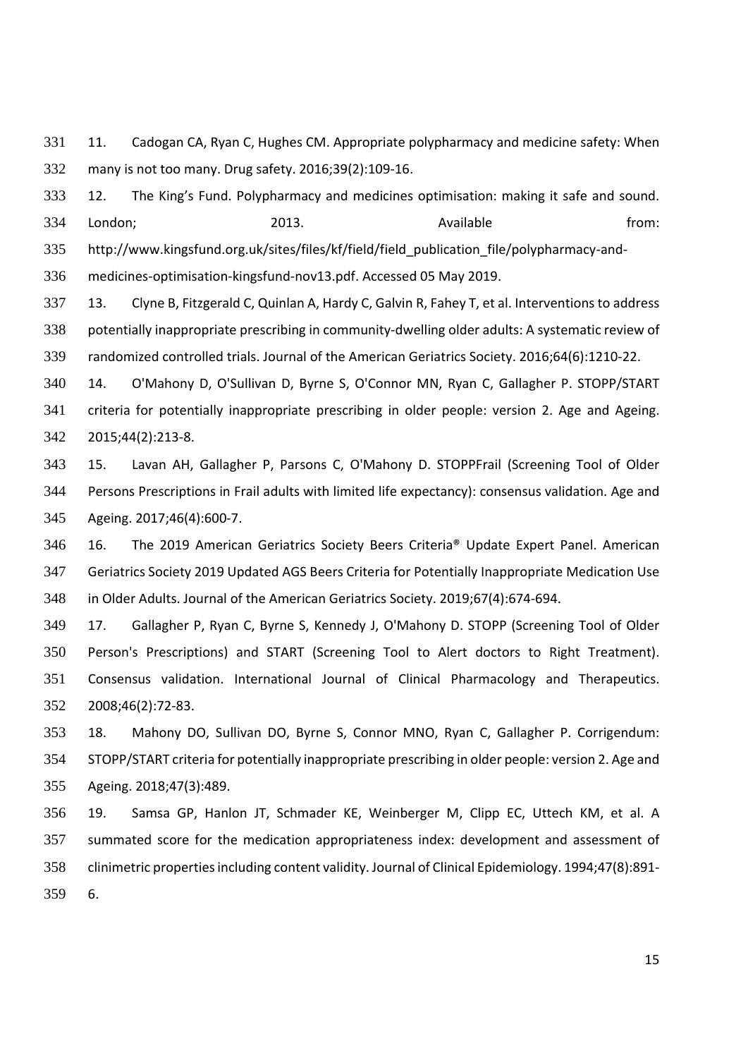11. Cadogan CA, Ryan C, Hughes CM. Appropriate polypharmacy and medicine safety: When many is not too many. Drug safety. 2016;39(2):109-16.

12. The King's Fund. Polypharmacy and medicines optimisation: making it safe and sound. London; 2013. Available from: http://www.kingsfund.org.uk/sites/files/kf/field/field_publication_file/polypharmacy-and-medicines-optimisation-kingsfund-nov13.pdf. Accessed 05 May 2019.

13. Clyne B, Fitzgerald C, Quinlan A, Hardy C, Galvin R, Fahey T, et al. Interventions to address potentially inappropriate prescribing in community-dwelling older adults: A systematic review of randomized controlled trials. Journal of the American Geriatrics Society. 2016;64(6):1210-22.

14. O'Mahony D, O'Sullivan D, Byrne S, O'Connor MN, Ryan C, Gallagher P. STOPP/START criteria for potentially inappropriate prescribing in older people: version 2. Age and Ageing. 2015;44(2):213-8.

15. Lavan AH, Gallagher P, Parsons C, O'Mahony D. STOPPFrail (Screening Tool of Older Persons Prescriptions in Frail adults with limited life expectancy): consensus validation. Age and Ageing. 2017;46(4):600-7.

16. The 2019 American Geriatrics Society Beers Criteria® Update Expert Panel. American Geriatrics Society 2019 Updated AGS Beers Criteria for Potentially Inappropriate Medication Use in Older Adults. Journal of the American Geriatrics Society. 2019;67(4):674-694.

17. Gallagher P, Ryan C, Byrne S, Kennedy J, O'Mahony D. STOPP (Screening Tool of Older Person's Prescriptions) and START (Screening Tool to Alert doctors to Right Treatment). Consensus validation. International Journal of Clinical Pharmacology and Therapeutics. 2008;46(2):72-83.

18. Mahony DO, Sullivan DO, Byrne S, Connor MNO, Ryan C, Gallagher P. Corrigendum: STOPP/START criteria for potentially inappropriate prescribing in older people: version 2. Age and Ageing. 2018;47(3):489.

19. Samsa GP, Hanlon JT, Schmader KE, Weinberger M, Clipp EC, Uttech KM, et al. A summated score for the medication appropriateness index: development and assessment of clinimetric properties including content validity. Journal of Clinical Epidemiology. 1994;47(8):891-6.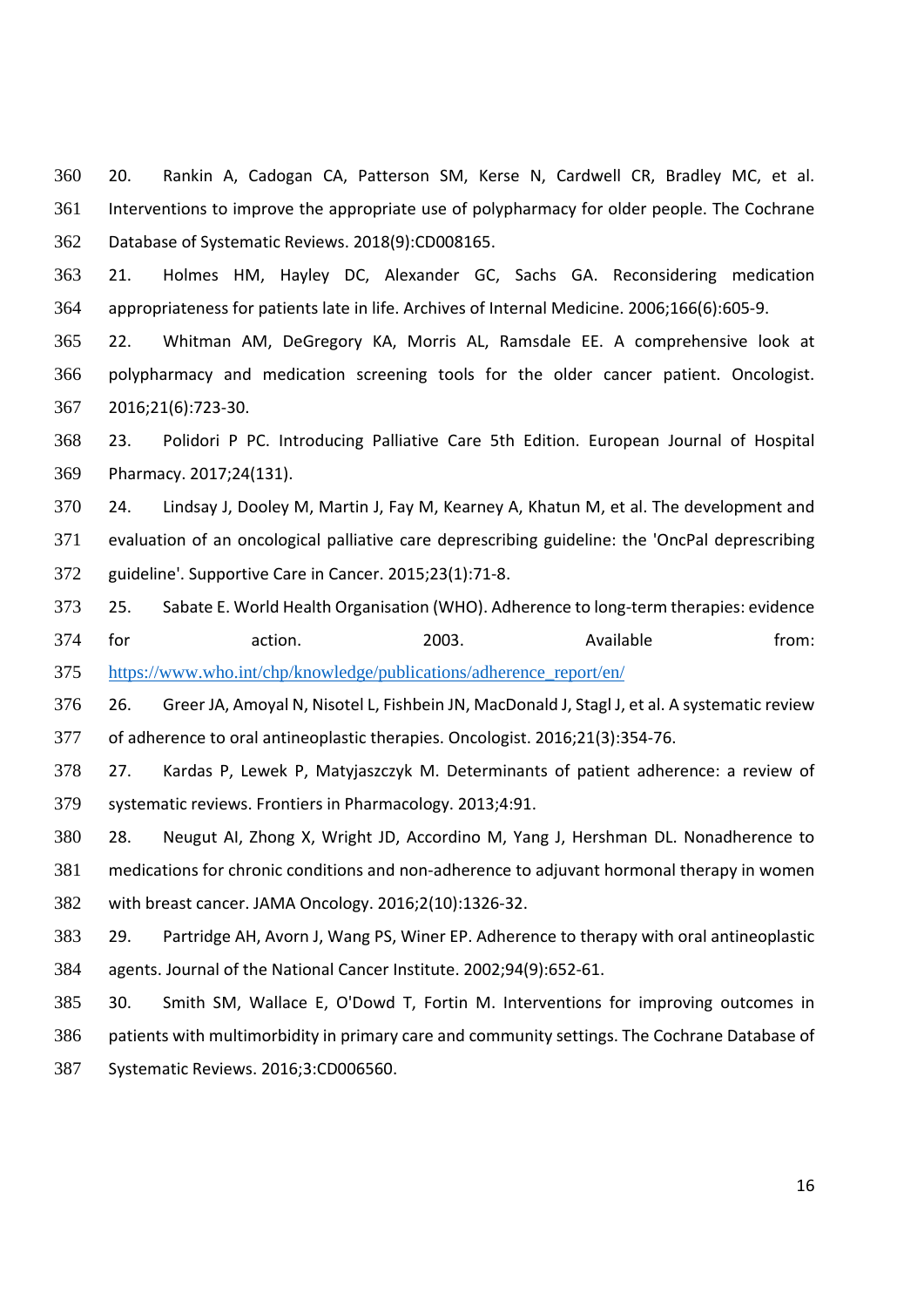20. Rankin A, Cadogan CA, Patterson SM, Kerse N, Cardwell CR, Bradley MC, et al. Interventions to improve the appropriate use of polypharmacy for older people. The Cochrane Database of Systematic Reviews. 2018(9):CD008165.

21. Holmes HM, Hayley DC, Alexander GC, Sachs GA. Reconsidering medication appropriateness for patients late in life. Archives of Internal Medicine. 2006;166(6):605-9.

22. Whitman AM, DeGregory KA, Morris AL, Ramsdale EE. A comprehensive look at polypharmacy and medication screening tools for the older cancer patient. Oncologist. 2016;21(6):723-30.

23. Polidori P PC. Introducing Palliative Care 5th Edition. European Journal of Hospital Pharmacy. 2017;24(131).

24. Lindsay J, Dooley M, Martin J, Fay M, Kearney A, Khatun M, et al. The development and evaluation of an oncological palliative care deprescribing guideline: the 'OncPal deprescribing guideline'. Supportive Care in Cancer. 2015;23(1):71-8.

25. Sabate E. World Health Organisation (WHO). Adherence to long-term therapies: evidence for action. 2003. Available from: https://www.who.int/chp/knowledge/publications/adherence_report/en/

26. Greer JA, Amoyal N, Nisotel L, Fishbein JN, MacDonald J, Stagl J, et al. A systematic review of adherence to oral antineoplastic therapies. Oncologist. 2016;21(3):354-76.

27. Kardas P, Lewek P, Matyjaszczyk M. Determinants of patient adherence: a review of systematic reviews. Frontiers in Pharmacology. 2013;4:91.

28. Neugut AI, Zhong X, Wright JD, Accordino M, Yang J, Hershman DL. Nonadherence to medications for chronic conditions and non-adherence to adjuvant hormonal therapy in women with breast cancer. JAMA Oncology. 2016;2(10):1326-32.

29. Partridge AH, Avorn J, Wang PS, Winer EP. Adherence to therapy with oral antineoplastic agents. Journal of the National Cancer Institute. 2002;94(9):652-61.

30. Smith SM, Wallace E, O'Dowd T, Fortin M. Interventions for improving outcomes in patients with multimorbidity in primary care and community settings. The Cochrane Database of Systematic Reviews. 2016;3:CD006560.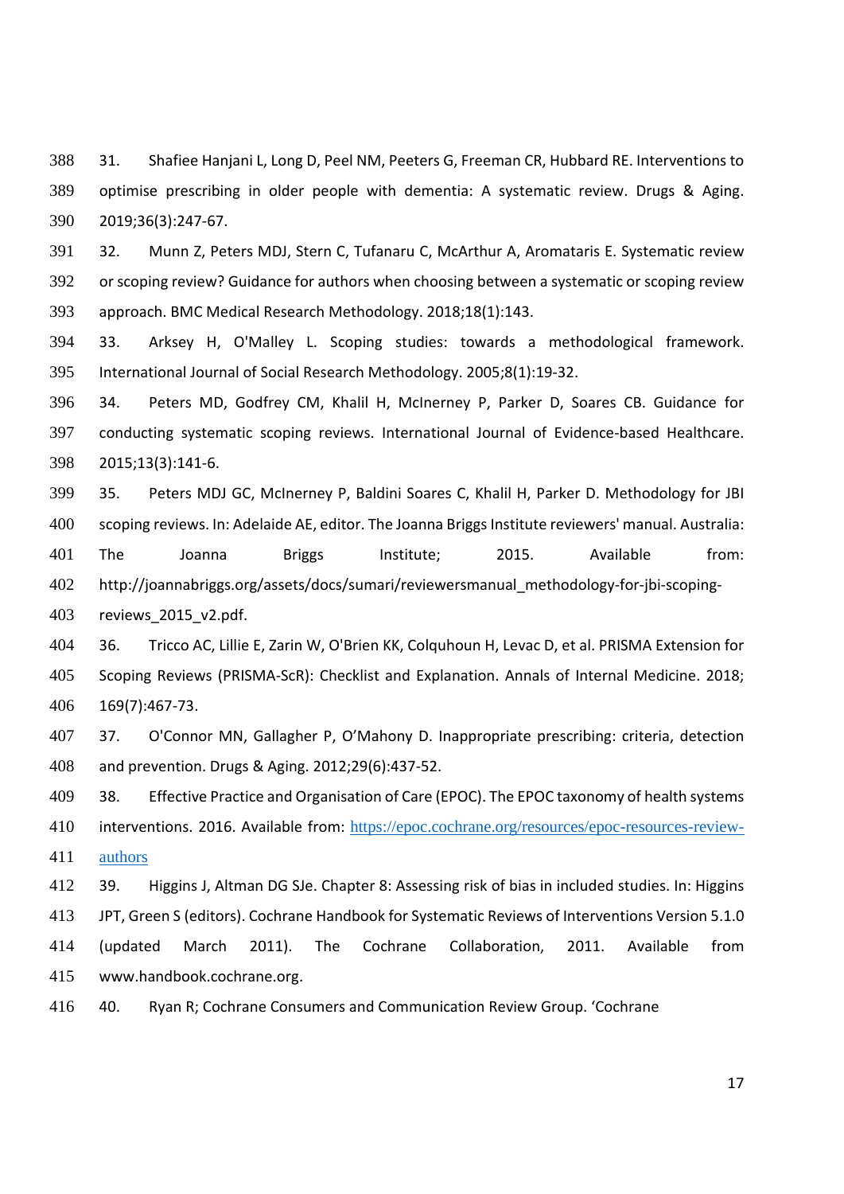31. Shafiee Hanjani L, Long D, Peel NM, Peeters G, Freeman CR, Hubbard RE. Interventions to optimise prescribing in older people with dementia: A systematic review. Drugs & Aging. 2019;36(3):247-67.

32. Munn Z, Peters MDJ, Stern C, Tufanaru C, McArthur A, Aromataris E. Systematic review or scoping review? Guidance for authors when choosing between a systematic or scoping review approach. BMC Medical Research Methodology. 2018;18(1):143.

33. Arksey H, O'Malley L. Scoping studies: towards a methodological framework. International Journal of Social Research Methodology. 2005;8(1):19-32.

34. Peters MD, Godfrey CM, Khalil H, McInerney P, Parker D, Soares CB. Guidance for conducting systematic scoping reviews. International Journal of Evidence-based Healthcare. 2015;13(3):141-6.

35. Peters MDJ GC, McInerney P, Baldini Soares C, Khalil H, Parker D. Methodology for JBI scoping reviews. In: Adelaide AE, editor. The Joanna Briggs Institute reviewers' manual. Australia: The Joanna Briggs Institute; 2015. Available from: http://joannabriggs.org/assets/docs/sumari/reviewersmanual_methodology-for-jbi-scoping-reviews_2015_v2.pdf.

36. Tricco AC, Lillie E, Zarin W, O'Brien KK, Colquhoun H, Levac D, et al. PRISMA Extension for Scoping Reviews (PRISMA-ScR): Checklist and Explanation. Annals of Internal Medicine. 2018; 169(7):467-73.

37. O'Connor MN, Gallagher P, O'Mahony D. Inappropriate prescribing: criteria, detection and prevention. Drugs & Aging. 2012;29(6):437-52.

38. Effective Practice and Organisation of Care (EPOC). The EPOC taxonomy of health systems interventions. 2016. Available from: https://epoc.cochrane.org/resources/epoc-resources-review-authors

39. Higgins J, Altman DG SJe. Chapter 8: Assessing risk of bias in included studies. In: Higgins JPT, Green S (editors). Cochrane Handbook for Systematic Reviews of Interventions Version 5.1.0 (updated March 2011). The Cochrane Collaboration, 2011. Available from www.handbook.cochrane.org.

40. Ryan R; Cochrane Consumers and Communication Review Group. 'Cochrane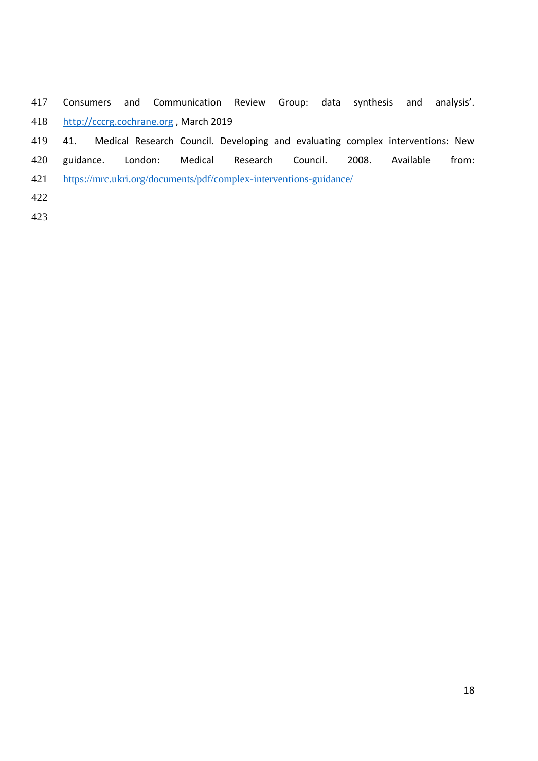Consumers and Communication Review Group: data synthesis and analysis'. http://cccrg.cochrane.org , March 2019

41. Medical Research Council. Developing and evaluating complex interventions: New guidance. London: Medical Research Council. 2008. Available from: https://mrc.ukri.org/documents/pdf/complex-interventions-guidance/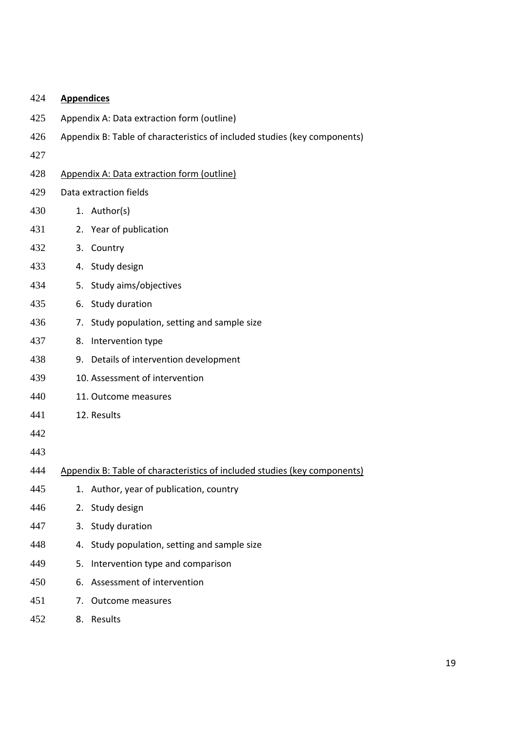## **Appendices**

Appendix A: Data extraction form (outline)

Appendix B: Table of characteristics of included studies (key components)

### Appendix A: Data extraction form (outline)

Data extraction fields

1. Author(s)
2. Year of publication
3. Country
4. Study design
5. Study aims/objectives
6. Study duration
7. Study population, setting and sample size
8. Intervention type
9. Details of intervention development
10. Assessment of intervention
11. Outcome measures
12. Results

### Appendix B: Table of characteristics of included studies (key components)

1. Author, year of publication, country
2. Study design
3. Study duration
4. Study population, setting and sample size
5. Intervention type and comparison
6. Assessment of intervention
7. Outcome measures
8. Results